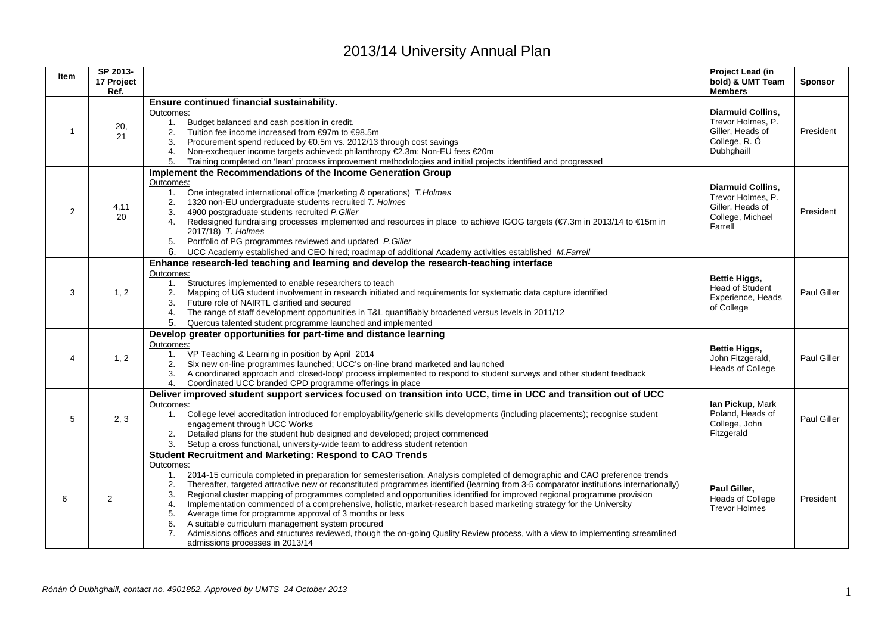# 2013/14 University Annual Plan

| Item | SP 2013-17 Project Ref. | | Project Lead (in bold) & UMT Team Members | Sponsor |
|---|---|---|---|---|
| 1 | 20, 21 | **Ensure continued financial sustainability.**<br>Outcomes:<br>1. Budget balanced and cash position in credit.<br>2. Tuition fee income increased from €97m to €98.5m<br>3. Procurement spend reduced by €0.5m vs. 2012/13 through cost savings<br>4. Non-exchequer income targets achieved: philanthropy €2.3m; Non-EU fees €20m<br>5. Training completed on 'lean' process improvement methodologies and initial projects identified and progressed | **Diarmuid Collins,** Trevor Holmes, P. Giller, Heads of College, R. Ó Dubhghaill | President |
| 2 | 4,11 20 | **Implement the Recommendations of the Income Generation Group**<br>Outcomes:<br>1. One integrated international office (marketing & operations) *T.Holmes*<br>2. 1320 non-EU undergraduate students recruited *T. Holmes*<br>3. 4900 postgraduate students recruited *P.Giller*<br>4. Redesigned fundraising processes implemented and resources in place to achieve IGOG targets (€7.3m in 2013/14 to €15m in 2017/18) *T. Holmes*<br>5. Portfolio of PG programmes reviewed and updated *P.Giller*<br>6. UCC Academy established and CEO hired; roadmap of additional Academy activities established *M.Farrell* | **Diarmuid Collins,** Trevor Holmes, P. Giller, Heads of College, Michael Farrell | President |
| 3 | 1, 2 | **Enhance research-led teaching and learning and develop the research-teaching interface**<br>Outcomes:<br>1. Structures implemented to enable researchers to teach<br>2. Mapping of UG student involvement in research initiated and requirements for systematic data capture identified<br>3. Future role of NAIRTL clarified and secured<br>4. The range of staff development opportunities in T&L quantifiably broadened versus levels in 2011/12<br>5. Quercus talented student programme launched and implemented | **Bettie Higgs,** Head of Student Experience, Heads of College | Paul Giller |
| 4 | 1, 2 | **Develop greater opportunities for part-time and distance learning**<br>Outcomes:<br>1. VP Teaching & Learning in position by April 2014<br>2. Six new on-line programmes launched; UCC's on-line brand marketed and launched<br>3. A coordinated approach and 'closed-loop' process implemented to respond to student surveys and other student feedback<br>4. Coordinated UCC branded CPD programme offerings in place | **Bettie Higgs,** John Fitzgerald, Heads of College | Paul Giller |
| 5 | 2, 3 | **Deliver improved student support services focused on transition into UCC, time in UCC and transition out of UCC**<br>Outcomes:<br>1. College level accreditation introduced for employability/generic skills developments (including placements); recognise student engagement through UCC Works<br>2. Detailed plans for the student hub designed and developed; project commenced<br>3. Setup a cross functional, university-wide team to address student retention | **Ian Pickup**, Mark Poland, Heads of College, John Fitzgerald | Paul Giller |
| 6 | 2 | **Student Recruitment and Marketing: Respond to CAO Trends**<br>Outcomes:<br>1. 2014-15 curricula completed in preparation for semesterisation. Analysis completed of demographic and CAO preference trends<br>2. Thereafter, targeted attractive new or reconstituted programmes identified (learning from 3-5 comparator institutions internationally)<br>3. Regional cluster mapping of programmes completed and opportunities identified for improved regional programme provision<br>4. Implementation commenced of a comprehensive, holistic, market-research based marketing strategy for the University<br>5. Average time for programme approval of 3 months or less<br>6. A suitable curriculum management system procured<br>7. Admissions offices and structures reviewed, though the on-going Quality Review process, with a view to implementing streamlined admissions processes in 2013/14 | **Paul Giller,** Heads of College Trevor Holmes | President |

*Rónán Ó Dubhghaill, contact no. 4901852, Approved by UMTS 24 October 2013*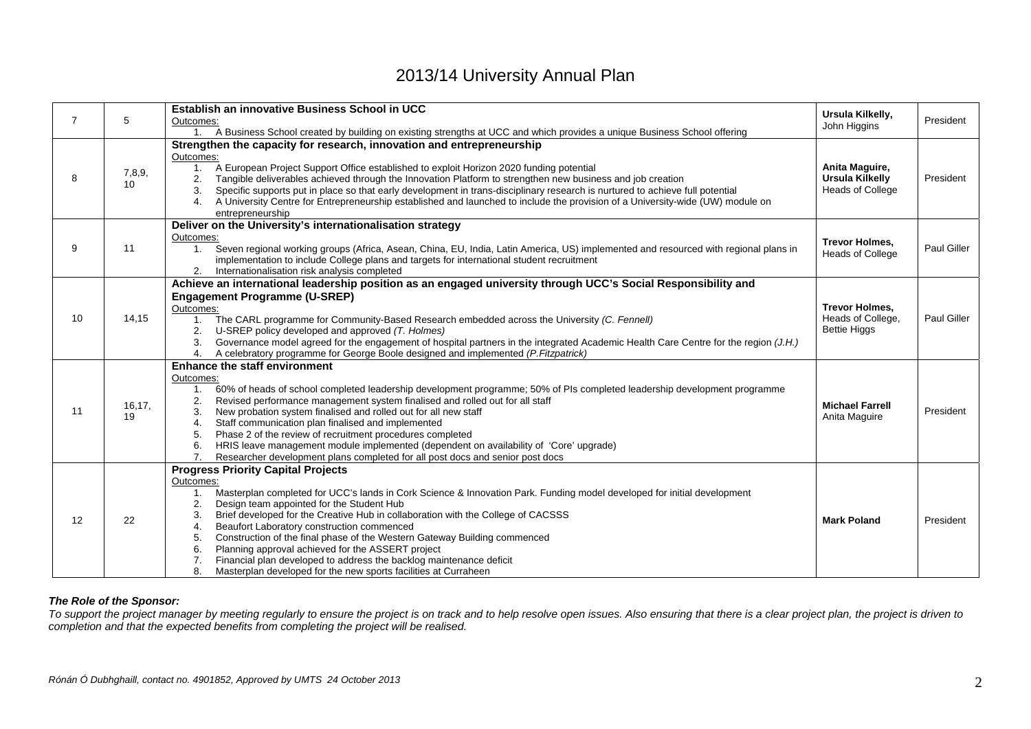# 2013/14 University Annual Plan

| | | | | |
|---|---|---|---|---|
| 7 | 5 | **Establish an innovative Business School in UCC**<br>Outcomes:<br>1. A Business School created by building on existing strengths at UCC and which provides a unique Business School offering | **Ursula Kilkelly,**<br>John Higgins | President |
| 8 | 7,8,9, 10 | **Strengthen the capacity for research, innovation and entrepreneurship**<br>Outcomes:<br>1. A European Project Support Office established to exploit Horizon 2020 funding potential<br>2. Tangible deliverables achieved through the Innovation Platform to strengthen new business and job creation<br>3. Specific supports put in place so that early development in trans-disciplinary research is nurtured to achieve full potential<br>4. A University Centre for Entrepreneurship established and launched to include the provision of a University-wide (UW) module on entrepreneurship | **Anita Maguire,**<br>**Ursula Kilkelly**<br>Heads of College | President |
| 9 | 11 | **Deliver on the University's internationalisation strategy**<br>Outcomes:<br>1. Seven regional working groups (Africa, Asean, China, EU, India, Latin America, US) implemented and resourced with regional plans in implementation to include College plans and targets for international student recruitment<br>2. Internationalisation risk analysis completed | **Trevor Holmes,**<br>Heads of College | Paul Giller |
| 10 | 14,15 | **Achieve an international leadership position as an engaged university through UCC's Social Responsibility and Engagement Programme (U-SREP)**<br>Outcomes:<br>1. The CARL programme for Community-Based Research embedded across the University *(C. Fennell)*<br>2. U-SREP policy developed and approved *(T. Holmes)*<br>3. Governance model agreed for the engagement of hospital partners in the integrated Academic Health Care Centre for the region *(J.H.)*<br>4. A celebratory programme for George Boole designed and implemented *(P.Fitzpatrick)* | **Trevor Holmes,**<br>Heads of College,<br>Bettie Higgs | Paul Giller |
| 11 | 16,17, 19 | **Enhance the staff environment**<br>Outcomes:<br>1. 60% of heads of school completed leadership development programme; 50% of PIs completed leadership development programme<br>2. Revised performance management system finalised and rolled out for all staff<br>3. New probation system finalised and rolled out for all new staff<br>4. Staff communication plan finalised and implemented<br>5. Phase 2 of the review of recruitment procedures completed<br>6. HRIS leave management module implemented (dependent on availability of 'Core' upgrade)<br>7. Researcher development plans completed for all post docs and senior post docs | **Michael Farrell**<br>Anita Maguire | President |
| 12 | 22 | **Progress Priority Capital Projects**<br>Outcomes:<br>1. Masterplan completed for UCC's lands in Cork Science & Innovation Park. Funding model developed for initial development<br>2. Design team appointed for the Student Hub<br>3. Brief developed for the Creative Hub in collaboration with the College of CACSSS<br>4. Beaufort Laboratory construction commenced<br>5. Construction of the final phase of the Western Gateway Building commenced<br>6. Planning approval achieved for the ASSERT project<br>7. Financial plan developed to address the backlog maintenance deficit<br>8. Masterplan developed for the new sports facilities at Curraheen | **Mark Poland** | President |

***The Role of the Sponsor:***

*To support the project manager by meeting regularly to ensure the project is on track and to help resolve open issues. Also ensuring that there is a clear project plan, the project is driven to completion and that the expected benefits from completing the project will be realised.*

*Rónán Ó Dubhghaill, contact no. 4901852, Approved by UMTS 24 October 2013*